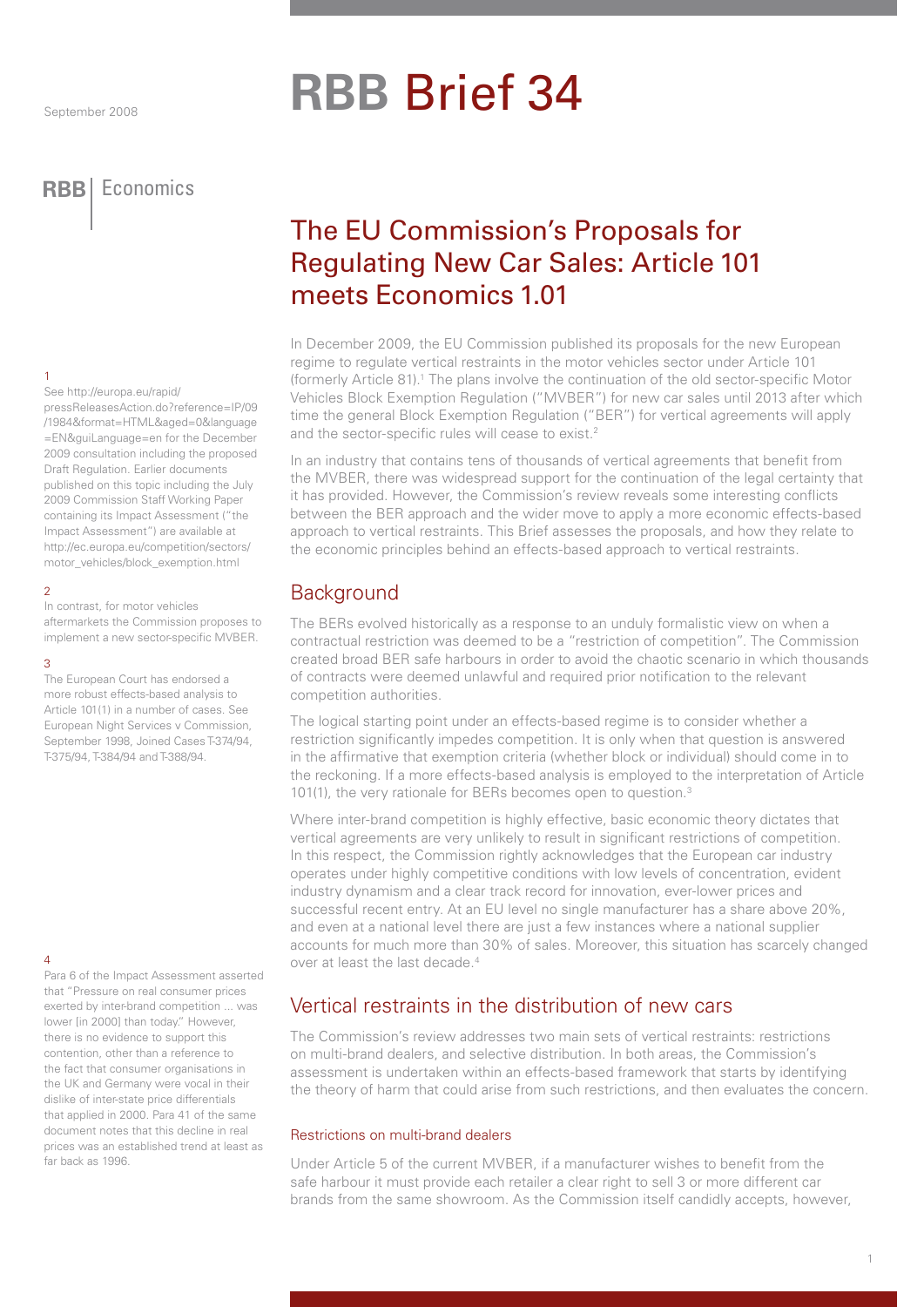September 2008

RBB | Economics

# RBB Brief 34

## The EU Commission's Proposals for Regulating New Car Sales: Article 101 meets Economics 1.01

In December 2009, the EU Commission published its proposals for the new European regime to regulate vertical restraints in the motor vehicles sector under Article 101 (formerly Article 81).[1] The plans involve the continuation of the old sector-specific Motor Vehicles Block Exemption Regulation ("MVBER") for new car sales until 2013 after which time the general Block Exemption Regulation ("BER") for vertical agreements will apply and the sector-specific rules will cease to exist.[2]

In an industry that contains tens of thousands of vertical agreements that benefit from the MVBER, there was widespread support for the continuation of the legal certainty that it has provided. However, the Commission's review reveals some interesting conflicts between the BER approach and the wider move to apply a more economic effects-based approach to vertical restraints. This Brief assesses the proposals, and how they relate to the economic principles behind an effects-based approach to vertical restraints.

### Background

The BERs evolved historically as a response to an unduly formalistic view on when a contractual restriction was deemed to be a "restriction of competition". The Commission created broad BER safe harbours in order to avoid the chaotic scenario in which thousands of contracts were deemed unlawful and required prior notification to the relevant competition authorities.

The logical starting point under an effects-based regime is to consider whether a restriction significantly impedes competition. It is only when that question is answered in the affirmative that exemption criteria (whether block or individual) should come in to the reckoning. If a more effects-based analysis is employed to the interpretation of Article 101(1), the very rationale for BERs becomes open to question.[3]

Where inter-brand competition is highly effective, basic economic theory dictates that vertical agreements are very unlikely to result in significant restrictions of competition. In this respect, the Commission rightly acknowledges that the European car industry operates under highly competitive conditions with low levels of concentration, evident industry dynamism and a clear track record for innovation, ever-lower prices and successful recent entry. At an EU level no single manufacturer has a share above 20%, and even at a national level there are just a few instances where a national supplier accounts for much more than 30% of sales. Moreover, this situation has scarcely changed over at least the last decade.[4]

### Vertical restraints in the distribution of new cars

The Commission's review addresses two main sets of vertical restraints: restrictions on multi-brand dealers, and selective distribution. In both areas, the Commission's assessment is undertaken within an effects-based framework that starts by identifying the theory of harm that could arise from such restrictions, and then evaluates the concern.

#### Restrictions on multi-brand dealers

Under Article 5 of the current MVBER, if a manufacturer wishes to benefit from the safe harbour it must provide each retailer a clear right to sell 3 or more different car brands from the same showroom. As the Commission itself candidly accepts, however,

---

1 See http://europa.eu/rapid/pressReleasesAction.do?reference=IP/09/1984&format=HTML&aged=0&language=EN&guiLanguage=en for the December 2009 consultation including the proposed Draft Regulation. Earlier documents published on this topic including the July 2009 Commission Staff Working Paper containing its Impact Assessment ("the Impact Assessment") are available at http://ec.europa.eu/competition/sectors/motor_vehicles/block_exemption.html

2 In contrast, for motor vehicles aftermarkets the Commission proposes to implement a new sector-specific MVBER.

3 The European Court has endorsed a more robust effects-based analysis to Article 101(1) in a number of cases. See European Night Services v Commission, September 1998, Joined Cases T-374/94, T-375/94, T-384/94 and T-388/94.

4 Para 6 of the Impact Assessment asserted that "Pressure on real consumer prices exerted by inter-brand competition ... was lower [in 2000] than today." However, there is no evidence to support this contention, other than a reference to the fact that consumer organisations in the UK and Germany were vocal in their dislike of inter-state price differentials that applied in 2000. Para 41 of the same document notes that this decline in real prices was an established trend at least as far back as 1996.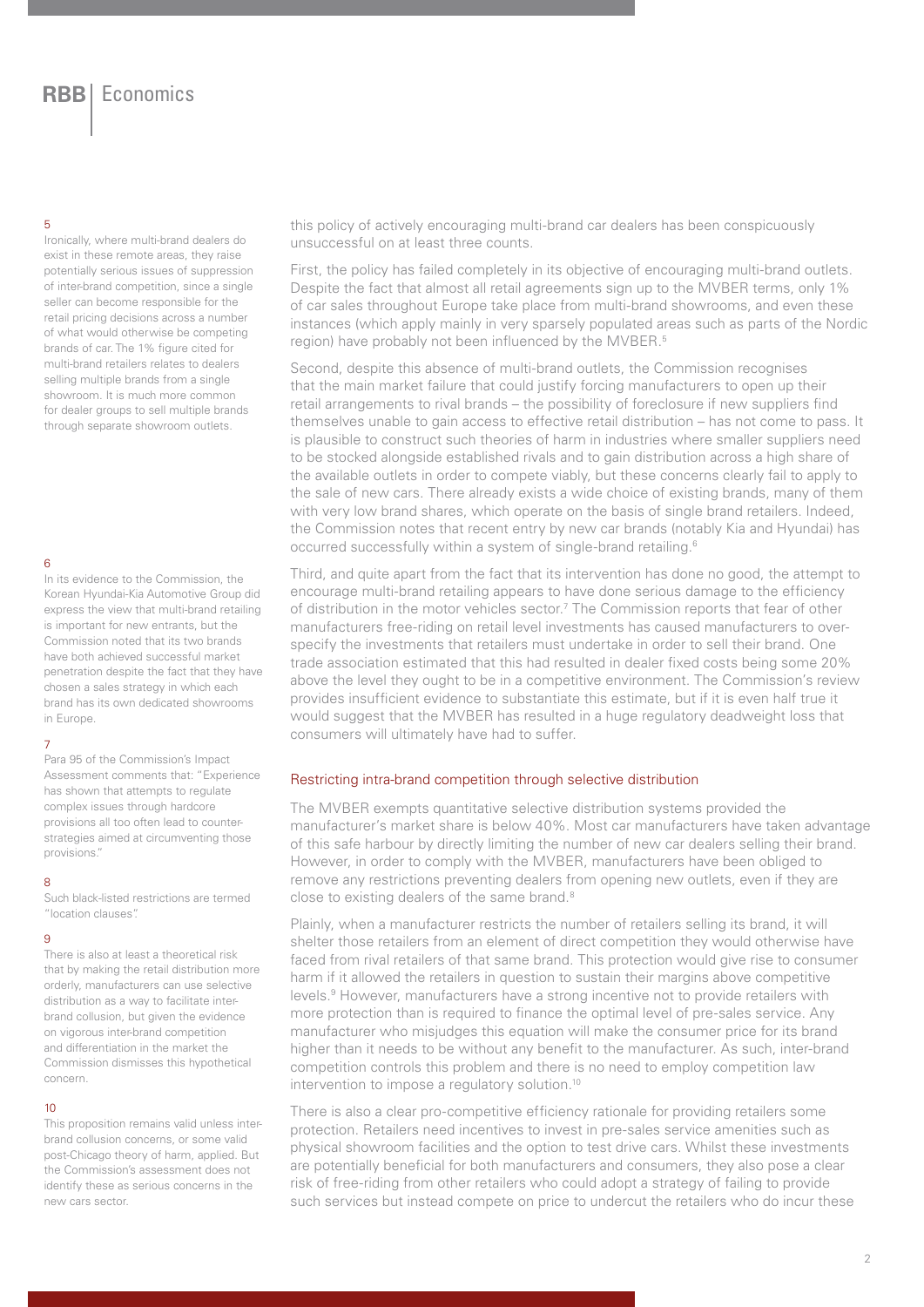this policy of actively encouraging multi-brand car dealers has been conspicuously unsuccessful on at least three counts.

First, the policy has failed completely in its objective of encouraging multi-brand outlets. Despite the fact that almost all retail agreements sign up to the MVBER terms, only 1% of car sales throughout Europe take place from multi-brand showrooms, and even these instances (which apply mainly in very sparsely populated areas such as parts of the Nordic region) have probably not been influenced by the MVBER.[5]

Second, despite this absence of multi-brand outlets, the Commission recognises that the main market failure that could justify forcing manufacturers to open up their retail arrangements to rival brands – the possibility of foreclosure if new suppliers find themselves unable to gain access to effective retail distribution – has not come to pass. It is plausible to construct such theories of harm in industries where smaller suppliers need to be stocked alongside established rivals and to gain distribution across a high share of the available outlets in order to compete viably, but these concerns clearly fail to apply to the sale of new cars. There already exists a wide choice of existing brands, many of them with very low brand shares, which operate on the basis of single brand retailers. Indeed, the Commission notes that recent entry by new car brands (notably Kia and Hyundai) has occurred successfully within a system of single-brand retailing.[6]

Third, and quite apart from the fact that its intervention has done no good, the attempt to encourage multi-brand retailing appears to have done serious damage to the efficiency of distribution in the motor vehicles sector.[7] The Commission reports that fear of other manufacturers free-riding on retail level investments has caused manufacturers to over-specify the investments that retailers must undertake in order to sell their brand. One trade association estimated that this had resulted in dealer fixed costs being some 20% above the level they ought to be in a competitive environment. The Commission's review provides insufficient evidence to substantiate this estimate, but if it is even half true it would suggest that the MVBER has resulted in a huge regulatory deadweight loss that consumers will ultimately have had to suffer.

### Restricting intra-brand competition through selective distribution

The MVBER exempts quantitative selective distribution systems provided the manufacturer's market share is below 40%. Most car manufacturers have taken advantage of this safe harbour by directly limiting the number of new car dealers selling their brand. However, in order to comply with the MVBER, manufacturers have been obliged to remove any restrictions preventing dealers from opening new outlets, even if they are close to existing dealers of the same brand.[8]

Plainly, when a manufacturer restricts the number of retailers selling its brand, it will shelter those retailers from an element of direct competition they would otherwise have faced from rival retailers of that same brand. This protection would give rise to consumer harm if it allowed the retailers in question to sustain their margins above competitive levels.[9] However, manufacturers have a strong incentive not to provide retailers with more protection than is required to finance the optimal level of pre-sales service. Any manufacturer who misjudges this equation will make the consumer price for its brand higher than it needs to be without any benefit to the manufacturer. As such, inter-brand competition controls this problem and there is no need to employ competition law intervention to impose a regulatory solution.[10]

There is also a clear pro-competitive efficiency rationale for providing retailers some protection. Retailers need incentives to invest in pre-sales service amenities such as physical showroom facilities and the option to test drive cars. Whilst these investments are potentially beneficial for both manufacturers and consumers, they also pose a clear risk of free-riding from other retailers who could adopt a strategy of failing to provide such services but instead compete on price to undercut the retailers who do incur these

---

[5] Ironically, where multi-brand dealers do exist in these remote areas, they raise potentially serious issues of suppression of inter-brand competition, since a single seller can become responsible for the retail pricing decisions across a number of what would otherwise be competing brands of car. The 1% figure cited for multi-brand retailers relates to dealers selling multiple brands from a single showroom. It is much more common for dealer groups to sell multiple brands through separate showroom outlets.

[6] In its evidence to the Commission, the Korean Hyundai-Kia Automotive Group did express the view that multi-brand retailing is important for new entrants, but the Commission noted that its two brands have both achieved successful market penetration despite the fact that they have chosen a sales strategy in which each brand has its own dedicated showrooms in Europe.

[7] Para 95 of the Commission's Impact Assessment comments that: "Experience has shown that attempts to regulate complex issues through hardcore provisions all too often lead to counter-strategies aimed at circumventing those provisions."

[8] Such black-listed restrictions are termed "location clauses".

[9] There is also at least a theoretical risk that by making the retail distribution more orderly, manufacturers can use selective distribution as a way to facilitate inter-brand collusion, but given the evidence on vigorous inter-brand competition and differentiation in the market the Commission dismisses this hypothetical concern.

[10] This proposition remains valid unless inter-brand collusion concerns, or some valid post-Chicago theory of harm, applied. But the Commission's assessment does not identify these as serious concerns in the new cars sector.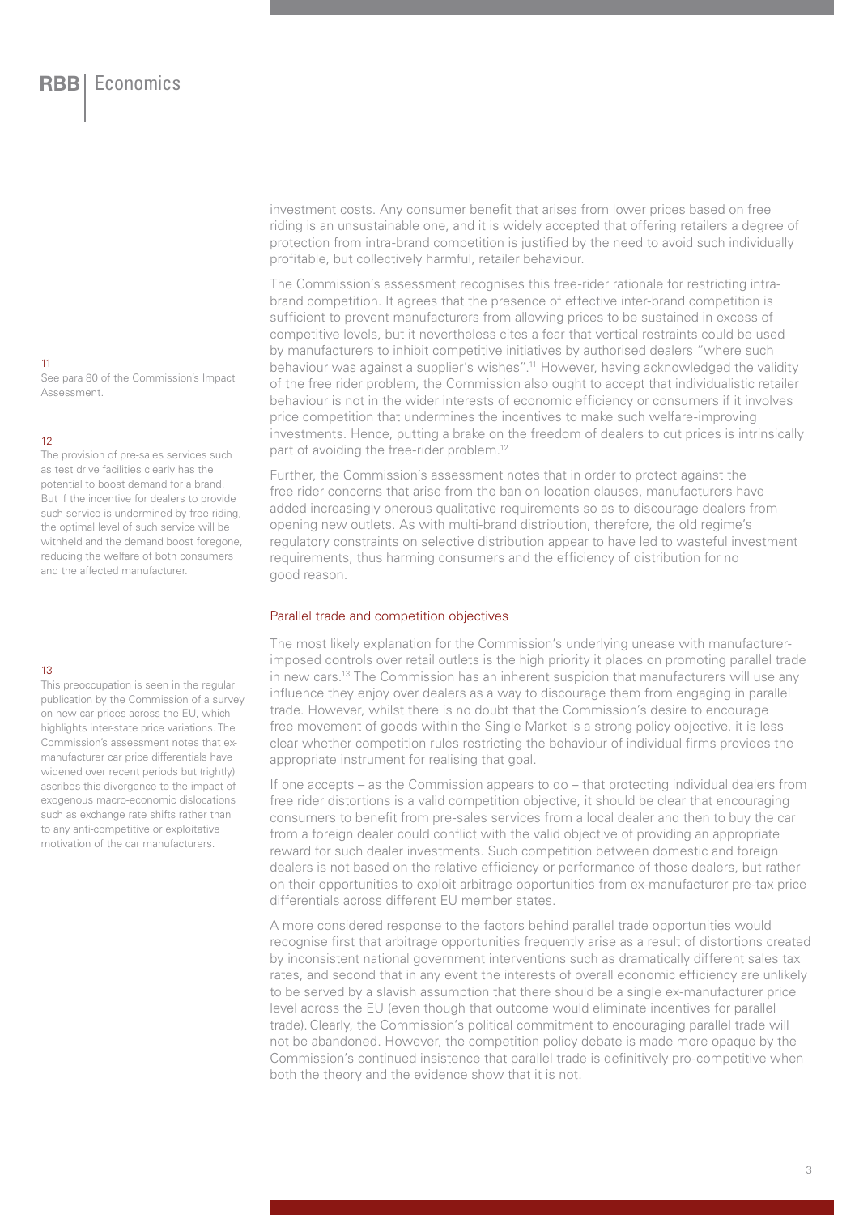investment costs. Any consumer benefit that arises from lower prices based on free riding is an unsustainable one, and it is widely accepted that offering retailers a degree of protection from intra-brand competition is justified by the need to avoid such individually profitable, but collectively harmful, retailer behaviour.

The Commission's assessment recognises this free-rider rationale for restricting intra-brand competition. It agrees that the presence of effective inter-brand competition is sufficient to prevent manufacturers from allowing prices to be sustained in excess of competitive levels, but it nevertheless cites a fear that vertical restraints could be used by manufacturers to inhibit competitive initiatives by authorised dealers "where such behaviour was against a supplier's wishes".[11] However, having acknowledged the validity of the free rider problem, the Commission also ought to accept that individualistic retailer behaviour is not in the wider interests of economic efficiency or consumers if it involves price competition that undermines the incentives to make such welfare-improving investments. Hence, putting a brake on the freedom of dealers to cut prices is intrinsically part of avoiding the free-rider problem.[12]

Further, the Commission's assessment notes that in order to protect against the free rider concerns that arise from the ban on location clauses, manufacturers have added increasingly onerous qualitative requirements so as to discourage dealers from opening new outlets. As with multi-brand distribution, therefore, the old regime's regulatory constraints on selective distribution appear to have led to wasteful investment requirements, thus harming consumers and the efficiency of distribution for no good reason.

### Parallel trade and competition objectives

The most likely explanation for the Commission's underlying unease with manufacturer-imposed controls over retail outlets is the high priority it places on promoting parallel trade in new cars.[13] The Commission has an inherent suspicion that manufacturers will use any influence they enjoy over dealers as a way to discourage them from engaging in parallel trade. However, whilst there is no doubt that the Commission's desire to encourage free movement of goods within the Single Market is a strong policy objective, it is less clear whether competition rules restricting the behaviour of individual firms provides the appropriate instrument for realising that goal.

If one accepts – as the Commission appears to do – that protecting individual dealers from free rider distortions is a valid competition objective, it should be clear that encouraging consumers to benefit from pre-sales services from a local dealer and then to buy the car from a foreign dealer could conflict with the valid objective of providing an appropriate reward for such dealer investments. Such competition between domestic and foreign dealers is not based on the relative efficiency or performance of those dealers, but rather on their opportunities to exploit arbitrage opportunities from ex-manufacturer pre-tax price differentials across different EU member states.

A more considered response to the factors behind parallel trade opportunities would recognise first that arbitrage opportunities frequently arise as a result of distortions created by inconsistent national government interventions such as dramatically different sales tax rates, and second that in any event the interests of overall economic efficiency are unlikely to be served by a slavish assumption that there should be a single ex-manufacturer price level across the EU (even though that outcome would eliminate incentives for parallel trade). Clearly, the Commission's political commitment to encouraging parallel trade will not be abandoned. However, the competition policy debate is made more opaque by the Commission's continued insistence that parallel trade is definitively pro-competitive when both the theory and the evidence show that it is not.

---

11 See para 80 of the Commission's Impact Assessment.

12 The provision of pre-sales services such as test drive facilities clearly has the potential to boost demand for a brand. But if the incentive for dealers to provide such service is undermined by free riding, the optimal level of such service will be withheld and the demand boost foregone, reducing the welfare of both consumers and the affected manufacturer.

13 This preoccupation is seen in the regular publication by the Commission of a survey on new car prices across the EU, which highlights inter-state price variations. The Commission's assessment notes that ex-manufacturer car price differentials have widened over recent periods but (rightly) ascribes this divergence to the impact of exogenous macro-economic dislocations such as exchange rate shifts rather than to any anti-competitive or exploitative motivation of the car manufacturers.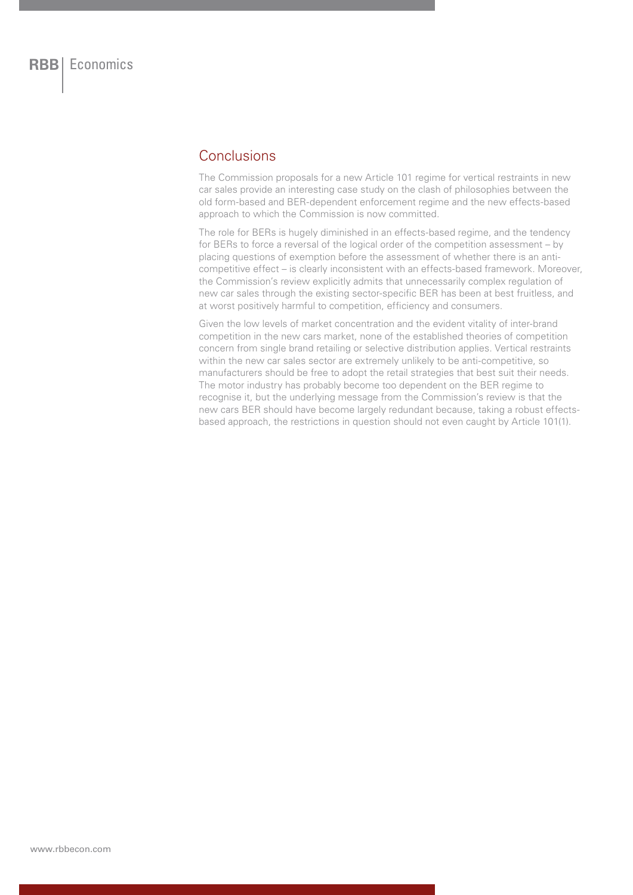## Conclusions

The Commission proposals for a new Article 101 regime for vertical restraints in new car sales provide an interesting case study on the clash of philosophies between the old form-based and BER-dependent enforcement regime and the new effects-based approach to which the Commission is now committed.

The role for BERs is hugely diminished in an effects-based regime, and the tendency for BERs to force a reversal of the logical order of the competition assessment – by placing questions of exemption before the assessment of whether there is an anti-competitive effect – is clearly inconsistent with an effects-based framework. Moreover, the Commission's review explicitly admits that unnecessarily complex regulation of new car sales through the existing sector-specific BER has been at best fruitless, and at worst positively harmful to competition, efficiency and consumers.

Given the low levels of market concentration and the evident vitality of inter-brand competition in the new cars market, none of the established theories of competition concern from single brand retailing or selective distribution applies. Vertical restraints within the new car sales sector are extremely unlikely to be anti-competitive, so manufacturers should be free to adopt the retail strategies that best suit their needs. The motor industry has probably become too dependent on the BER regime to recognise it, but the underlying message from the Commission's review is that the new cars BER should have become largely redundant because, taking a robust effects-based approach, the restrictions in question should not even caught by Article 101(1).